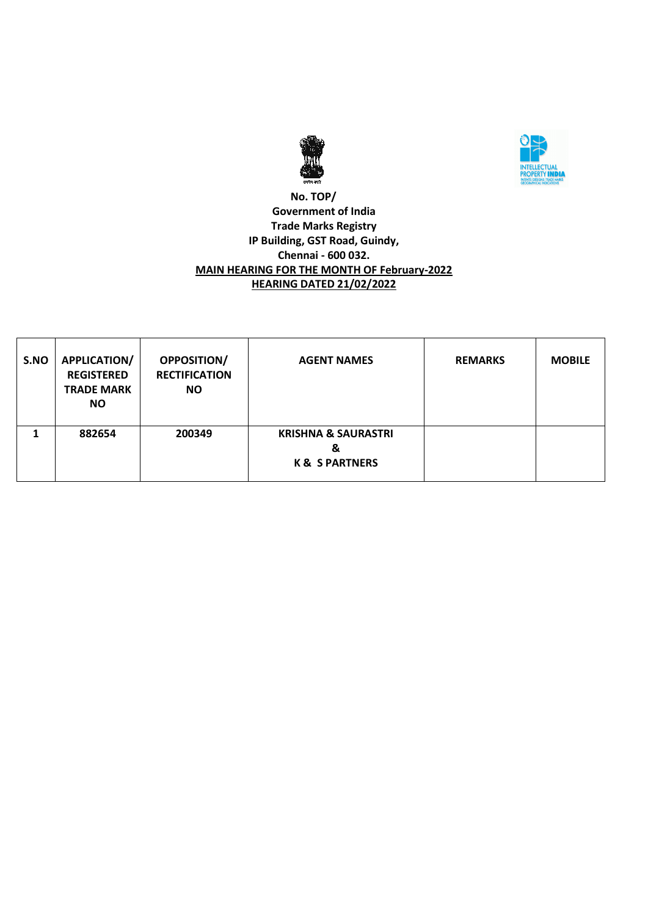**No. TOP/**
**Government of India**
**Trade Marks Registry**
**IP Building, GST Road, Guindy,**
**Chennai - 600 032.**
**MAIN HEARING FOR THE MONTH OF February-2022**
**HEARING DATED 21/02/2022**

| S.NO | APPLICATION/ REGISTERED TRADE MARK NO | OPPOSITION/ RECTIFICATION NO | AGENT NAMES | REMARKS | MOBILE |
|---|---|---|---|---|---|
| 1 | 882654 | 200349 | KRISHNA & SAURASTRI & K & S PARTNERS | | |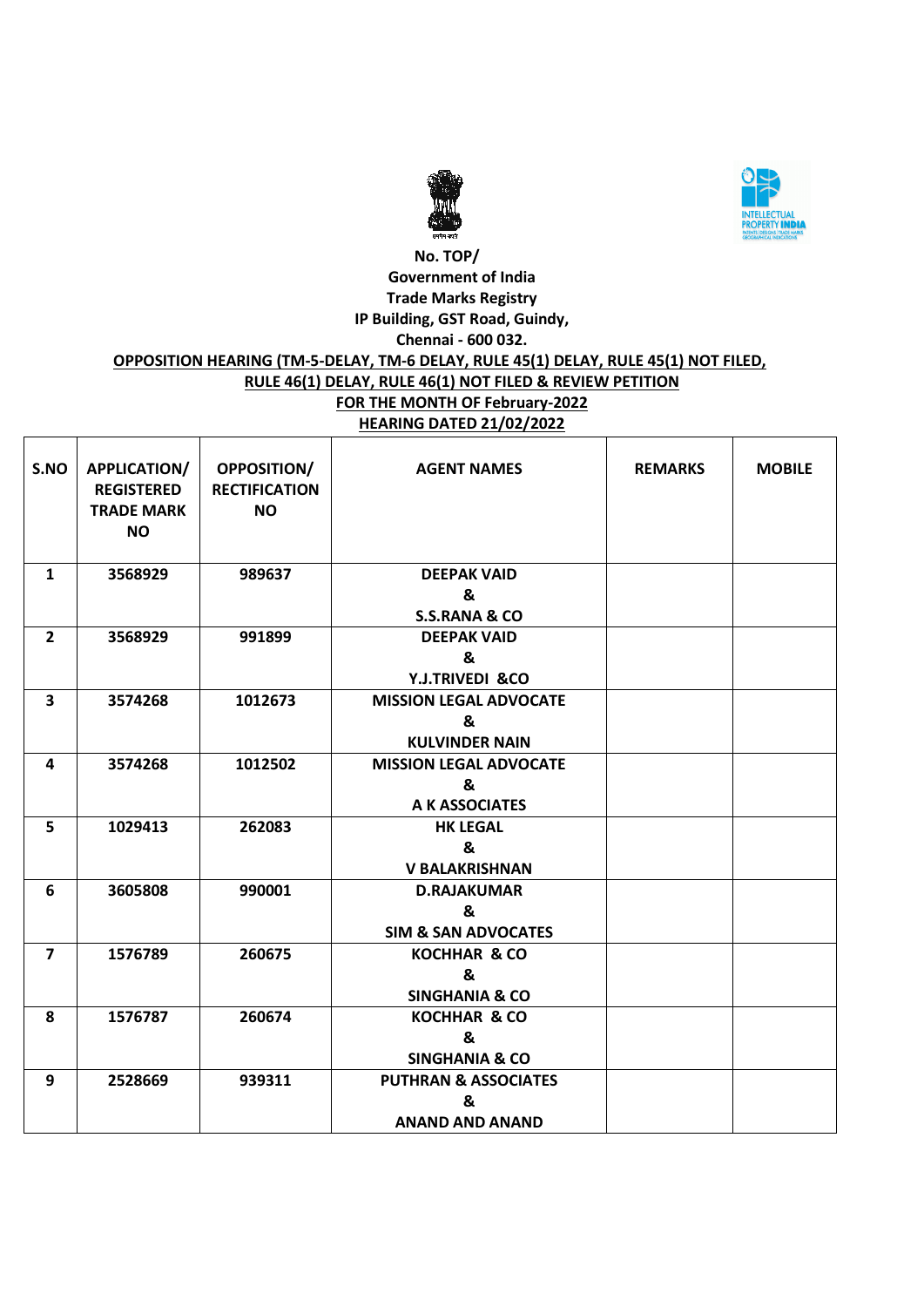**No. TOP/**
**Government of India**
**Trade Marks Registry**
**IP Building, GST Road, Guindy,**
**Chennai - 600 032.**

**OPPOSITION HEARING (TM-5-DELAY, TM-6 DELAY, RULE 45(1) DELAY, RULE 45(1) NOT FILED, RULE 46(1) DELAY, RULE 46(1) NOT FILED & REVIEW PETITION**

**FOR THE MONTH OF February-2022**

**HEARING DATED 21/02/2022**

| S.NO | APPLICATION/ REGISTERED TRADE MARK NO | OPPOSITION/ RECTIFICATION NO | AGENT NAMES | REMARKS | MOBILE |
|---|---|---|---|---|---|
| 1 | 3568929 | 989637 | DEEPAK VAID & S.S.RANA & CO | | |
| 2 | 3568929 | 991899 | DEEPAK VAID & Y.J.TRIVEDI &CO | | |
| 3 | 3574268 | 1012673 | MISSION LEGAL ADVOCATE & KULVINDER NAIN | | |
| 4 | 3574268 | 1012502 | MISSION LEGAL ADVOCATE & A K ASSOCIATES | | |
| 5 | 1029413 | 262083 | HK LEGAL & V BALAKRISHNAN | | |
| 6 | 3605808 | 990001 | D.RAJAKUMAR & SIM & SAN ADVOCATES | | |
| 7 | 1576789 | 260675 | KOCHHAR & CO & SINGHANIA & CO | | |
| 8 | 1576787 | 260674 | KOCHHAR & CO & SINGHANIA & CO | | |
| 9 | 2528669 | 939311 | PUTHRAN & ASSOCIATES & ANAND AND ANAND | | |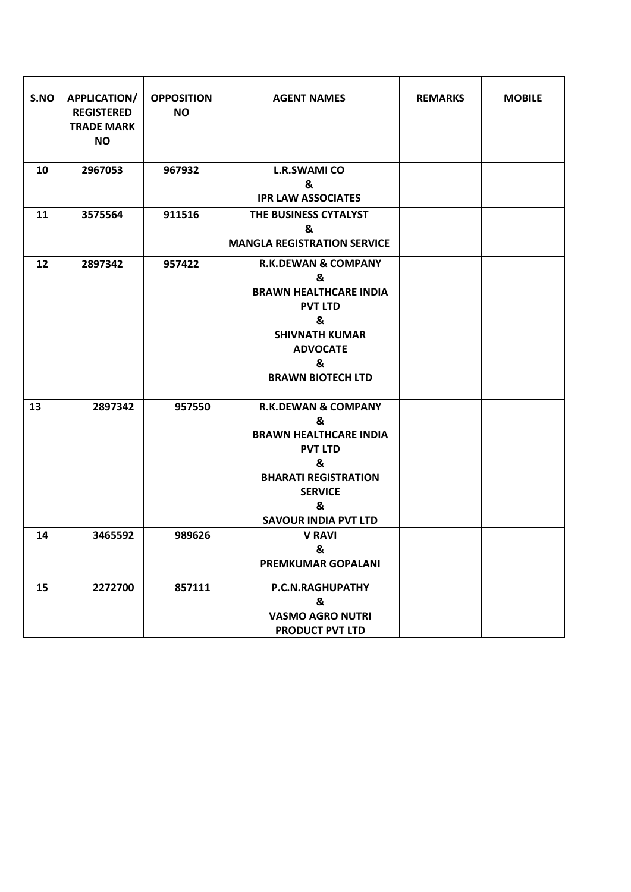| S.NO | APPLICATION/ REGISTERED TRADE MARK NO | OPPOSITION NO | AGENT NAMES | REMARKS | MOBILE |
|---|---|---|---|---|---|
| 10 | 2967053 | 967932 | L.R.SWAMI CO & IPR LAW ASSOCIATES | | |
| 11 | 3575564 | 911516 | THE BUSINESS CYTALYST & MANGLA REGISTRATION SERVICE | | |
| 12 | 2897342 | 957422 | R.K.DEWAN & COMPANY & BRAWN HEALTHCARE INDIA PVT LTD & SHIVNATH KUMAR ADVOCATE & BRAWN BIOTECH LTD | | |
| 13 | 2897342 | 957550 | R.K.DEWAN & COMPANY & BRAWN HEALTHCARE INDIA PVT LTD & BHARATI REGISTRATION SERVICE & SAVOUR INDIA PVT LTD | | |
| 14 | 3465592 | 989626 | V RAVI & PREMKUMAR GOPALANI | | |
| 15 | 2272700 | 857111 | P.C.N.RAGHUPATHY & VASMO AGRO NUTRI PRODUCT PVT LTD | | |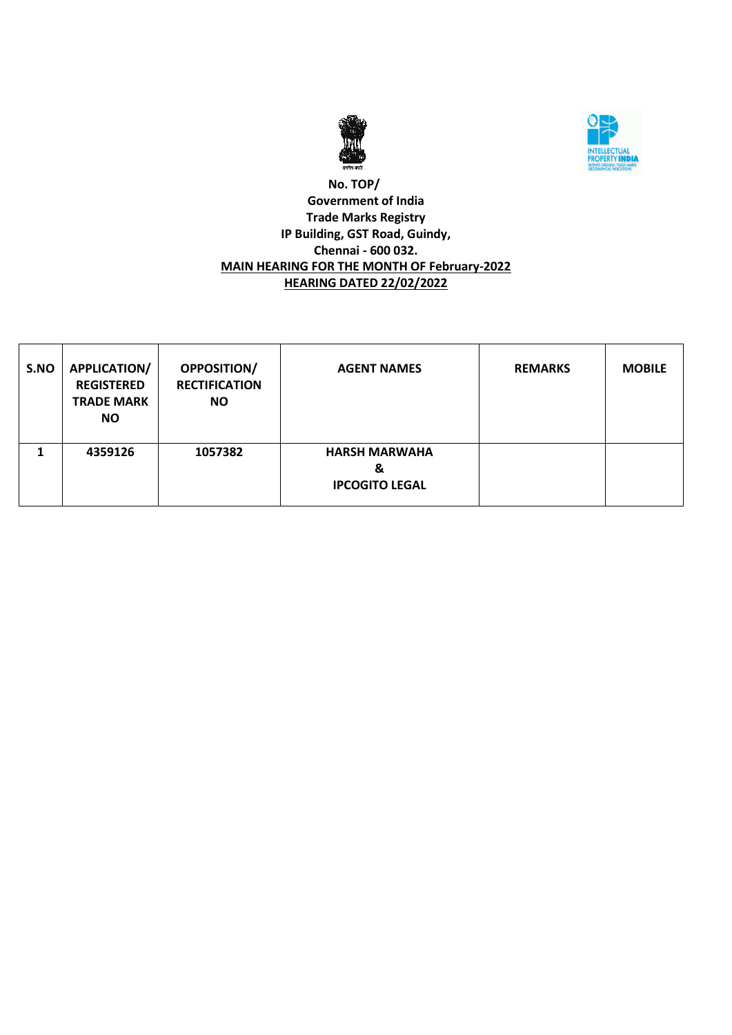**No. TOP/**
**Government of India**
**Trade Marks Registry**
**IP Building, GST Road, Guindy,**
**Chennai - 600 032.**
**MAIN HEARING FOR THE MONTH OF February-2022**
**HEARING DATED 22/02/2022**

| S.NO | APPLICATION/ REGISTERED TRADE MARK NO | OPPOSITION/ RECTIFICATION NO | AGENT NAMES | REMARKS | MOBILE |
|---|---|---|---|---|---|
| 1 | 4359126 | 1057382 | HARSH MARWAHA & IPCOGITO LEGAL | | |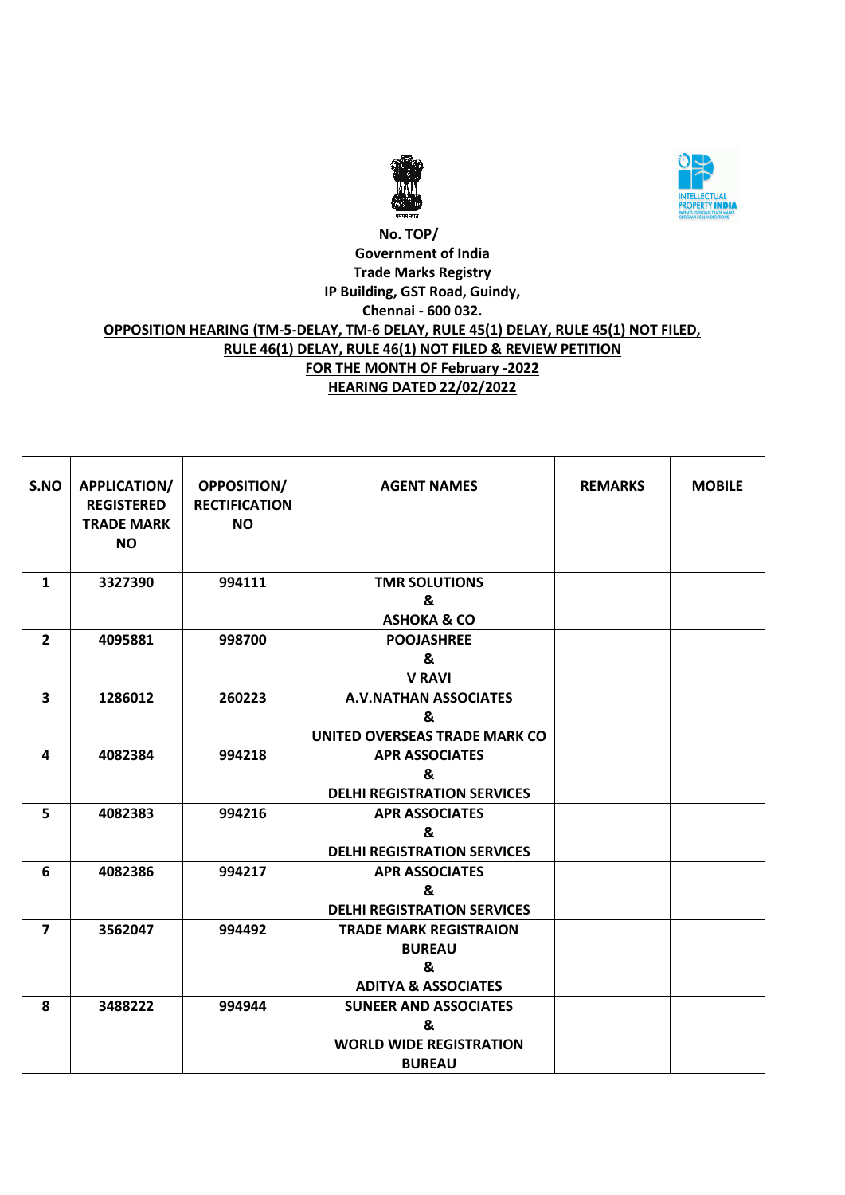**No. TOP/**
**Government of India**
**Trade Marks Registry**
**IP Building, GST Road, Guindy,**
**Chennai - 600 032.**

**OPPOSITION HEARING (TM-5-DELAY, TM-6 DELAY, RULE 45(1) DELAY, RULE 45(1) NOT FILED, RULE 46(1) DELAY, RULE 46(1) NOT FILED & REVIEW PETITION**
**FOR THE MONTH OF February -2022**
**HEARING DATED 22/02/2022**

| S.NO | APPLICATION/ REGISTERED TRADE MARK NO | OPPOSITION/ RECTIFICATION NO | AGENT NAMES | REMARKS | MOBILE |
|---|---|---|---|---|---|
| 1 | 3327390 | 994111 | TMR SOLUTIONS & ASHOKA & CO | | |
| 2 | 4095881 | 998700 | POOJASHREE & V RAVI | | |
| 3 | 1286012 | 260223 | A.V.NATHAN ASSOCIATES & UNITED OVERSEAS TRADE MARK CO | | |
| 4 | 4082384 | 994218 | APR ASSOCIATES & DELHI REGISTRATION SERVICES | | |
| 5 | 4082383 | 994216 | APR ASSOCIATES & DELHI REGISTRATION SERVICES | | |
| 6 | 4082386 | 994217 | APR ASSOCIATES & DELHI REGISTRATION SERVICES | | |
| 7 | 3562047 | 994492 | TRADE MARK REGISTRAION BUREAU & ADITYA & ASSOCIATES | | |
| 8 | 3488222 | 994944 | SUNEER AND ASSOCIATES & WORLD WIDE REGISTRATION BUREAU | | |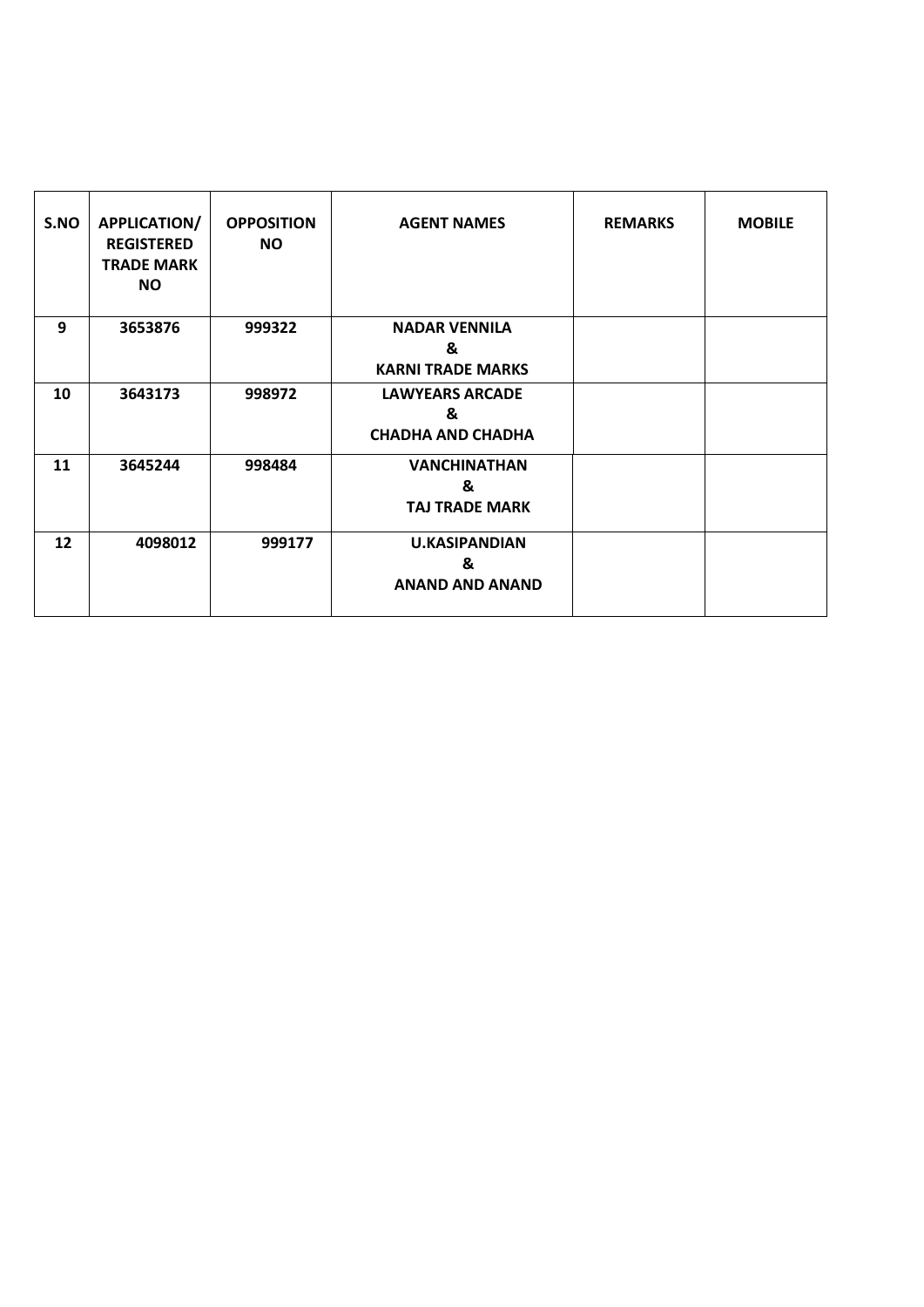| S.NO | APPLICATION/ REGISTERED TRADE MARK NO | OPPOSITION NO | AGENT NAMES | REMARKS | MOBILE |
|---|---|---|---|---|---|
| 9 | 3653876 | 999322 | NADAR VENNILA & KARNI TRADE MARKS | | |
| 10 | 3643173 | 998972 | LAWYEARS ARCADE & CHADHA AND CHADHA | | |
| 11 | 3645244 | 998484 | VANCHINATHAN & TAJ TRADE MARK | | |
| 12 | 4098012 | 999177 | U.KASIPANDIAN & ANAND AND ANAND | | |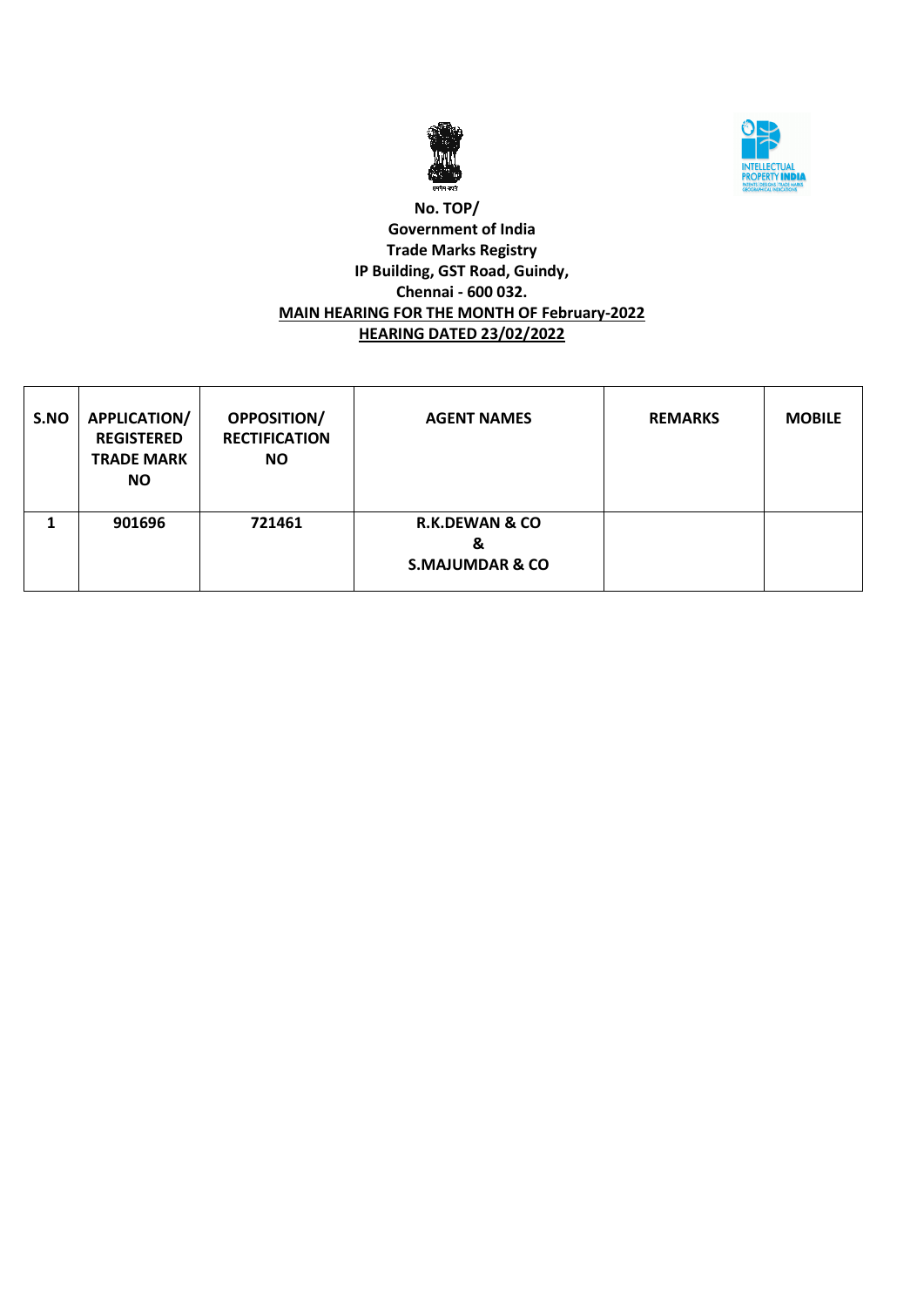**No. TOP/**
**Government of India**
**Trade Marks Registry**
**IP Building, GST Road, Guindy,**
**Chennai - 600 032.**
**MAIN HEARING FOR THE MONTH OF February-2022**
**HEARING DATED 23/02/2022**

| S.NO | APPLICATION/ REGISTERED TRADE MARK NO | OPPOSITION/ RECTIFICATION NO | AGENT NAMES | REMARKS | MOBILE |
|---|---|---|---|---|---|
| 1 | 901696 | 721461 | R.K.DEWAN & CO & S.MAJUMDAR & CO | | |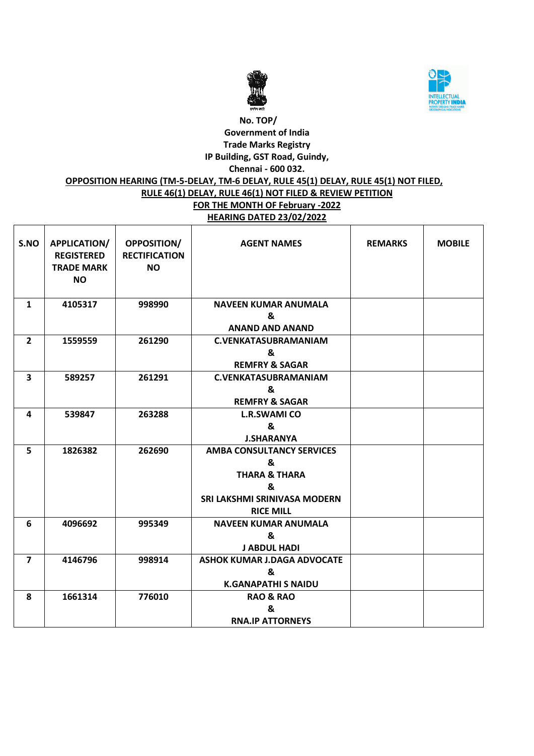No. TOP/

Government of India

Trade Marks Registry

IP Building, GST Road, Guindy,

Chennai - 600 032.

**OPPOSITION HEARING (TM-5-DELAY, TM-6 DELAY, RULE 45(1) DELAY, RULE 45(1) NOT FILED, RULE 46(1) DELAY, RULE 46(1) NOT FILED & REVIEW PETITION**

**FOR THE MONTH OF February -2022**

**HEARING DATED 23/02/2022**

| S.NO | APPLICATION/ REGISTERED TRADE MARK NO | OPPOSITION/ RECTIFICATION NO | AGENT NAMES | REMARKS | MOBILE |
|---|---|---|---|---|---|
| 1 | 4105317 | 998990 | NAVEEN KUMAR ANUMALA & ANAND AND ANAND | | |
| 2 | 1559559 | 261290 | C.VENKATASUBRAMANIAM & REMFRY & SAGAR | | |
| 3 | 589257 | 261291 | C.VENKATASUBRAMANIAM & REMFRY & SAGAR | | |
| 4 | 539847 | 263288 | L.R.SWAMI CO & J.SHARANYA | | |
| 5 | 1826382 | 262690 | AMBA CONSULTANCY SERVICES & THARA & THARA & SRI LAKSHMI SRINIVASA MODERN RICE MILL | | |
| 6 | 4096692 | 995349 | NAVEEN KUMAR ANUMALA & J ABDUL HADI | | |
| 7 | 4146796 | 998914 | ASHOK KUMAR J.DAGA ADVOCATE & K.GANAPATHI S NAIDU | | |
| 8 | 1661314 | 776010 | RAO & RAO & RNA.IP ATTORNEYS | | |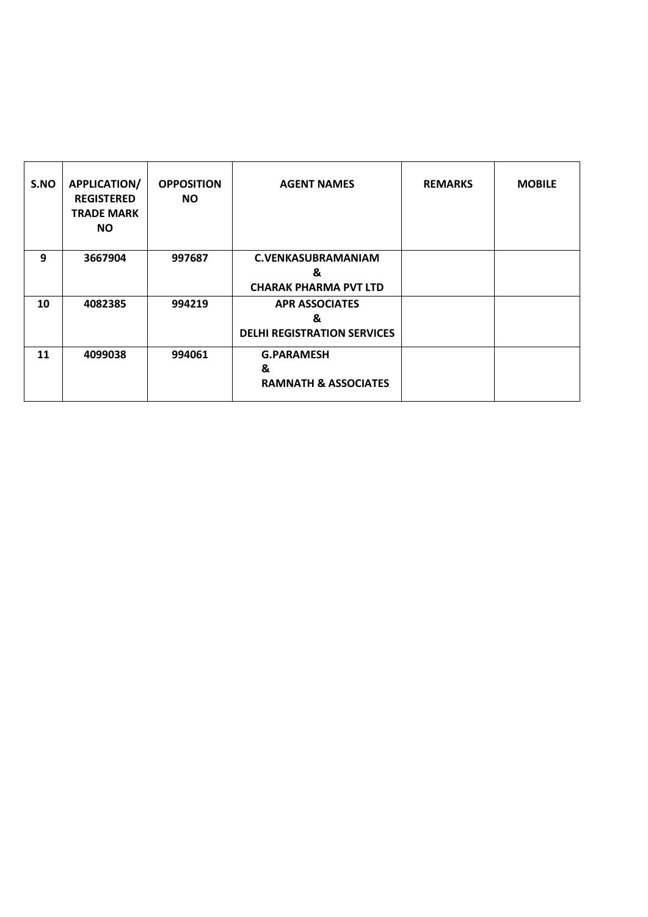| S.NO | APPLICATION/ REGISTERED TRADE MARK NO | OPPOSITION NO | AGENT NAMES | REMARKS | MOBILE |
|---|---|---|---|---|---|
| 9 | 3667904 | 997687 | C.VENKASUBRAMANIAM & CHARAK PHARMA PVT LTD | | |
| 10 | 4082385 | 994219 | APR ASSOCIATES & DELHI REGISTRATION SERVICES | | |
| 11 | 4099038 | 994061 | G.PARAMESH & RAMNATH & ASSOCIATES | | |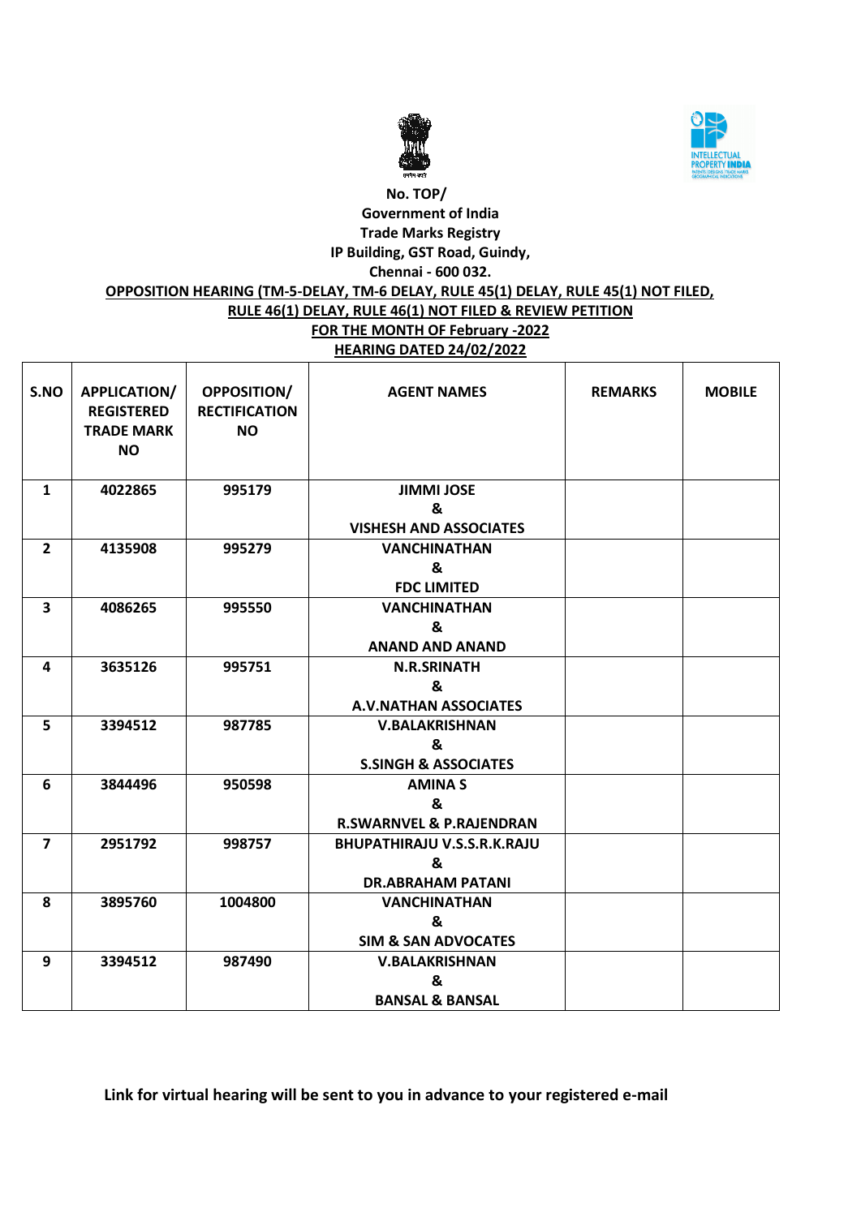No. TOP/

Government of India

Trade Marks Registry

IP Building, GST Road, Guindy,

Chennai - 600 032.

**OPPOSITION HEARING (TM-5-DELAY, TM-6 DELAY, RULE 45(1) DELAY, RULE 45(1) NOT FILED, RULE 46(1) DELAY, RULE 46(1) NOT FILED & REVIEW PETITION**

**FOR THE MONTH OF February -2022**

**HEARING DATED 24/02/2022**

| S.NO | APPLICATION/ REGISTERED TRADE MARK NO | OPPOSITION/ RECTIFICATION NO | AGENT NAMES | REMARKS | MOBILE |
|---|---|---|---|---|---|
| 1 | 4022865 | 995179 | JIMMI JOSE & VISHESH AND ASSOCIATES | | |
| 2 | 4135908 | 995279 | VANCHINATHAN & FDC LIMITED | | |
| 3 | 4086265 | 995550 | VANCHINATHAN & ANAND AND ANAND | | |
| 4 | 3635126 | 995751 | N.R.SRINATH & A.V.NATHAN ASSOCIATES | | |
| 5 | 3394512 | 987785 | V.BALAKRISHNAN & S.SINGH & ASSOCIATES | | |
| 6 | 3844496 | 950598 | AMINA S & R.SWARNVEL & P.RAJENDRAN | | |
| 7 | 2951792 | 998757 | BHUPATHIRAJU V.S.S.R.K.RAJU & DR.ABRAHAM PATANI | | |
| 8 | 3895760 | 1004800 | VANCHINATHAN & SIM & SAN ADVOCATES | | |
| 9 | 3394512 | 987490 | V.BALAKRISHNAN & BANSAL & BANSAL | | |

**Link for virtual hearing will be sent to you in advance to your registered e-mail**